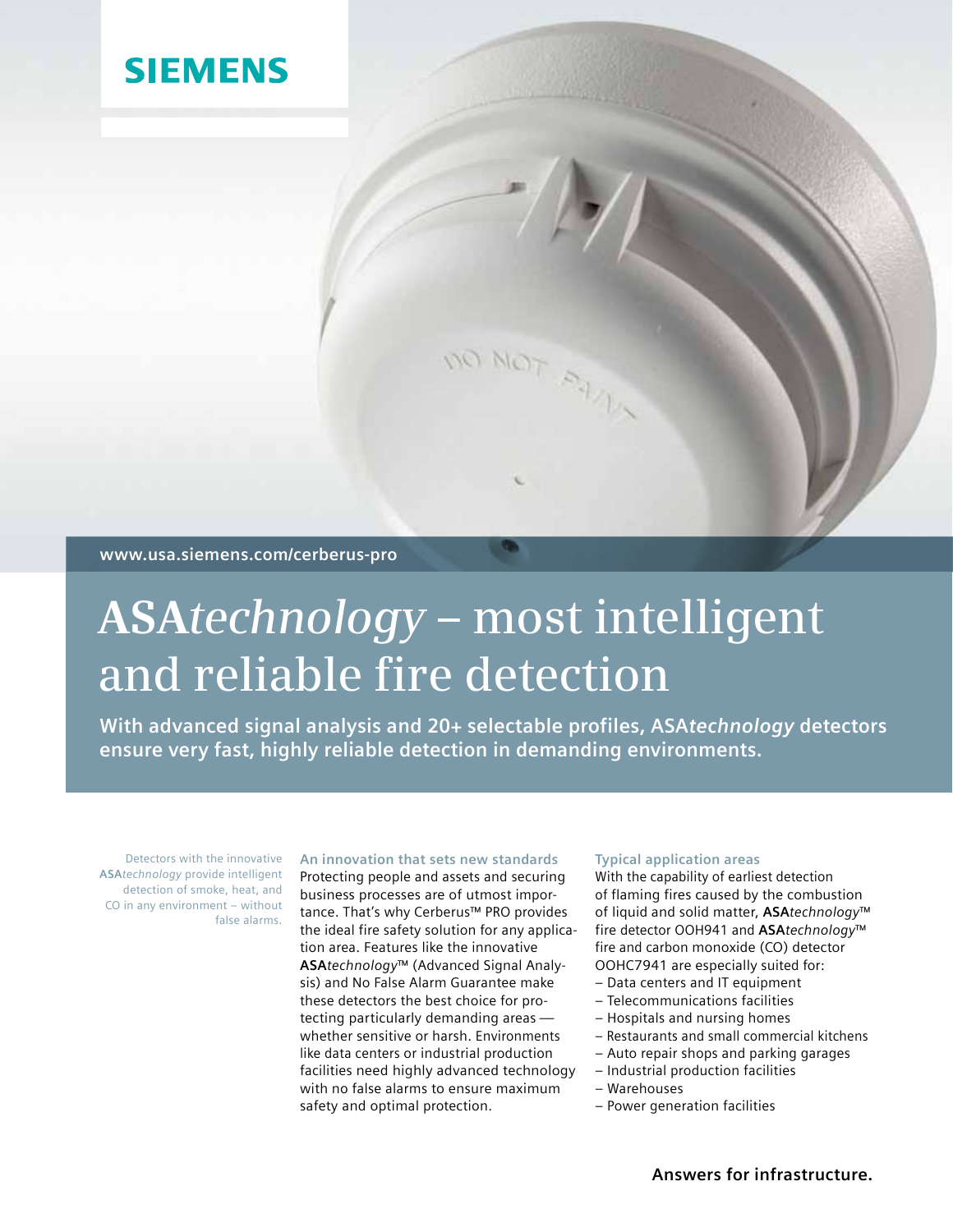SIEMENS

www.usa.siemens.com/cerberus-pro

# **ASA***technology* – most intelligent and reliable fire detection

**With advanced signal analysis and 20+ selectable profiles, ASA*technology* detectors ensure very fast, highly reliable detection in demanding environments.**

Detectors with the innovative **ASA***technology* provide intelligent detection of smoke, heat, and CO in any environment – without false alarms.

### An innovation that sets new standards

Protecting people and assets and securing business processes are of utmost importance. That's why Cerberus™ PRO provides the ideal fire safety solution for any application area. Features like the innovative **ASA***technology*™ (Advanced Signal Analysis) and No False Alarm Guarantee make these detectors the best choice for protecting particularly demanding areas — whether sensitive or harsh. Environments like data centers or industrial production facilities need highly advanced technology with no false alarms to ensure maximum safety and optimal protection.

### Typical application areas

With the capability of earliest detection of flaming fires caused by the combustion of liquid and solid matter, **ASA***technology*™ fire detector OOH941 and **ASA***technology*™ fire and carbon monoxide (CO) detector OOHC7941 are especially suited for:

- Data centers and IT equipment
- Telecommunications facilities
- Hospitals and nursing homes
- Restaurants and small commercial kitchens
- Auto repair shops and parking garages
- Industrial production facilities
- Warehouses
- Power generation facilities

**Answers for infrastructure.**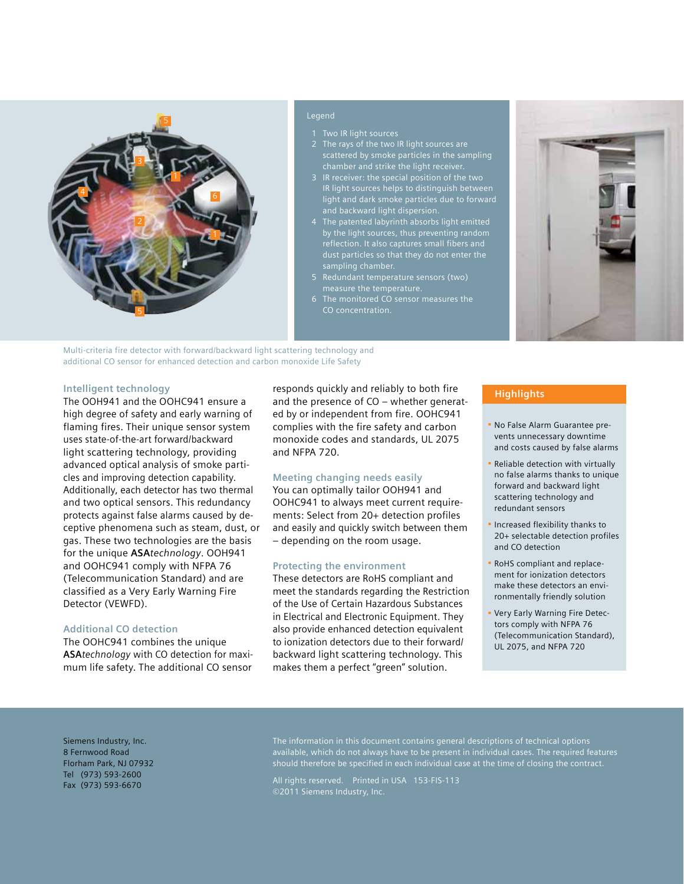Legend

1. Two IR light sources
2. The rays of the two IR light sources are scattered by smoke particles in the sampling chamber and strike the light receiver.
3. IR receiver: the special position of the two IR light sources helps to distinguish between light and dark smoke particles due to forward and backward light dispersion.
4. The patented labyrinth absorbs light emitted by the light sources, thus preventing random reflection. It also captures small fibers and dust particles so that they do not enter the sampling chamber.
5. Redundant temperature sensors (two) measure the temperature.
6. The monitored CO sensor measures the CO concentration.

Multi-criteria fire detector with forward/backward light scattering technology and additional CO sensor for enhanced detection and carbon monoxide Life Safety

## Intelligent technology

The OOH941 and the OOHC941 ensure a high degree of safety and early warning of flaming fires. Their unique sensor system uses state-of-the-art forward/backward light scattering technology, providing advanced optical analysis of smoke particles and improving detection capability. Additionally, each detector has two thermal and two optical sensors. This redundancy protects against false alarms caused by deceptive phenomena such as steam, dust, or gas. These two technologies are the basis for the unique **ASA***technology*. OOH941 and OOHC941 comply with NFPA 76 (Telecommunication Standard) and are classified as a Very Early Warning Fire Detector (VEWFD).

## Additional CO detection

The OOHC941 combines the unique **ASA***technology* with CO detection for maximum life safety. The additional CO sensor responds quickly and reliably to both fire and the presence of CO – whether generated by or independent from fire. OOHC941 complies with the fire safety and carbon monoxide codes and standards, UL 2075 and NFPA 720.

## Meeting changing needs easily

You can optimally tailor OOH941 and OOHC941 to always meet current requirements: Select from 20+ detection profiles and easily and quickly switch between them – depending on the room usage.

## Protecting the environment

These detectors are RoHS compliant and meet the standards regarding the Restriction of the Use of Certain Hazardous Substances in Electrical and Electronic Equipment. They also provide enhanced detection equivalent to ionization detectors due to their forward/backward light scattering technology. This makes them a perfect "green" solution.

## Highlights

- No False Alarm Guarantee prevents unnecessary downtime and costs caused by false alarms
- Reliable detection with virtually no false alarms thanks to unique forward and backward light scattering technology and redundant sensors
- Increased flexibility thanks to 20+ selectable detection profiles and CO detection
- RoHS compliant and replacement for ionization detectors make these detectors an environmentally friendly solution
- Very Early Warning Fire Detectors comply with NFPA 76 (Telecommunication Standard), UL 2075, and NFPA 720

Siemens Industry, Inc.
8 Fernwood Road
Florham Park, NJ 07932
Tel (973) 593-2600
Fax (973) 593-6670

The information in this document contains general descriptions of technical options available, which do not always have to be present in individual cases. The required features should therefore be specified in each individual case at the time of closing the contract.

All rights reserved. Printed in USA 153-FIS-113
©2011 Siemens Industry, Inc.